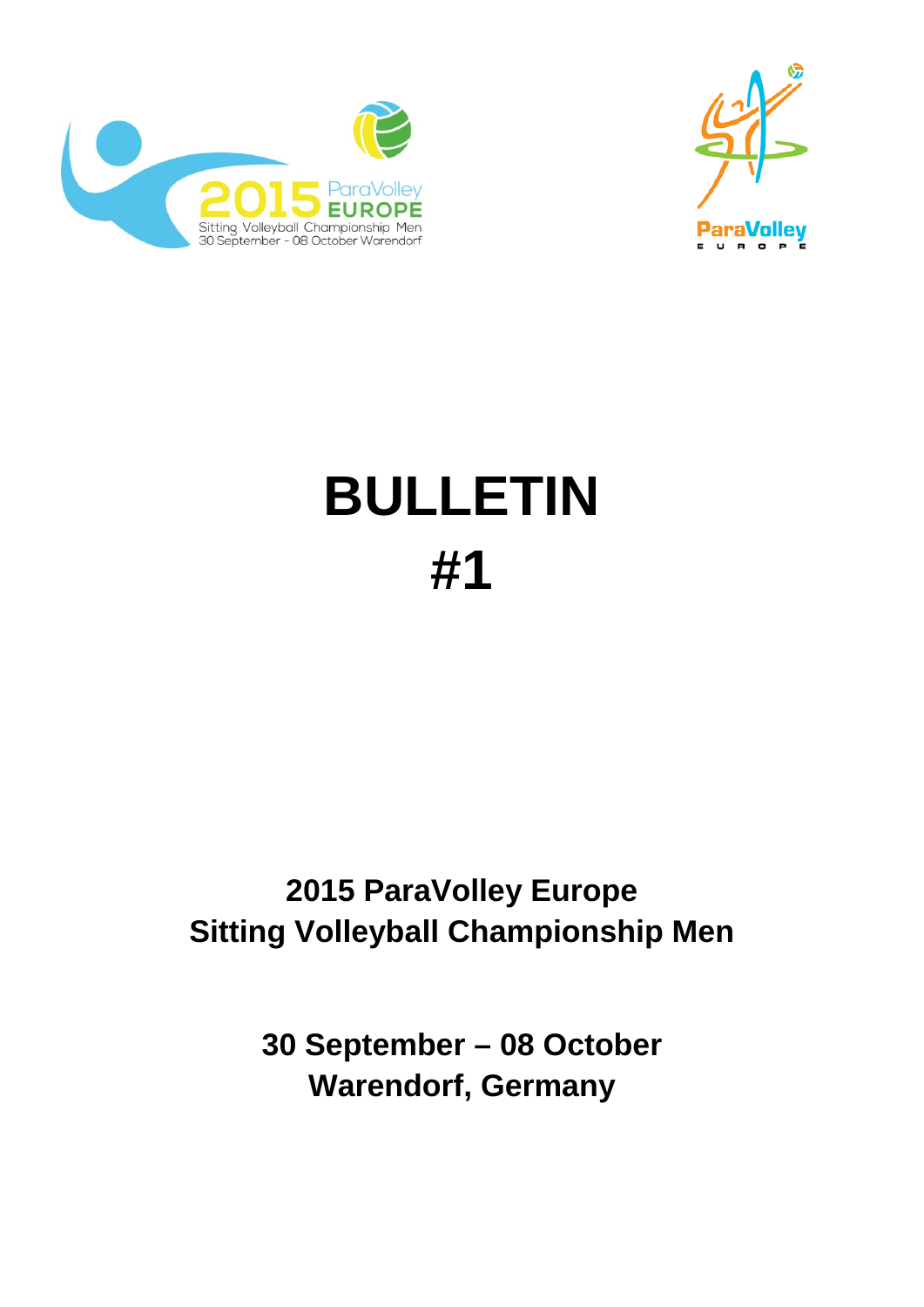# BULLETIN

# #1

**2015 ParaVolley Europe**
**Sitting Volleyball Championship Men**

**30 September – 08 October**
**Warendorf, Germany**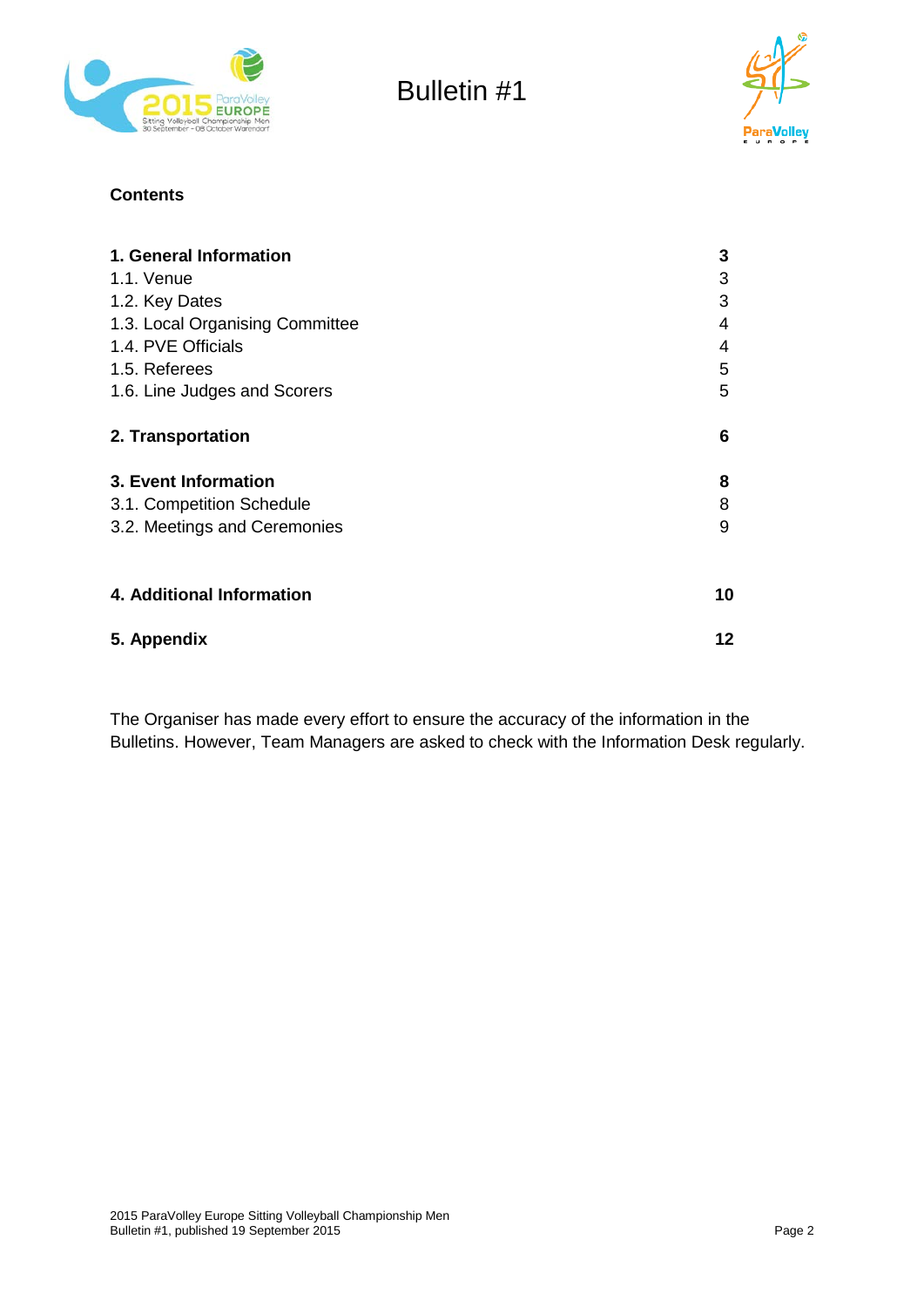# Bulletin #1

**Contents**

| | |
|---|---|
| **1. General Information** | **3** |
| 1.1. Venue | 3 |
| 1.2. Key Dates | 3 |
| 1.3. Local Organising Committee | 4 |
| 1.4. PVE Officials | 4 |
| 1.5. Referees | 5 |
| 1.6. Line Judges and Scorers | 5 |
| **2. Transportation** | **6** |
| **3. Event Information** | **8** |
| 3.1. Competition Schedule | 8 |
| 3.2. Meetings and Ceremonies | 9 |
| **4. Additional Information** | **10** |
| **5. Appendix** | **12** |

The Organiser has made every effort to ensure the accuracy of the information in the Bulletins. However, Team Managers are asked to check with the Information Desk regularly.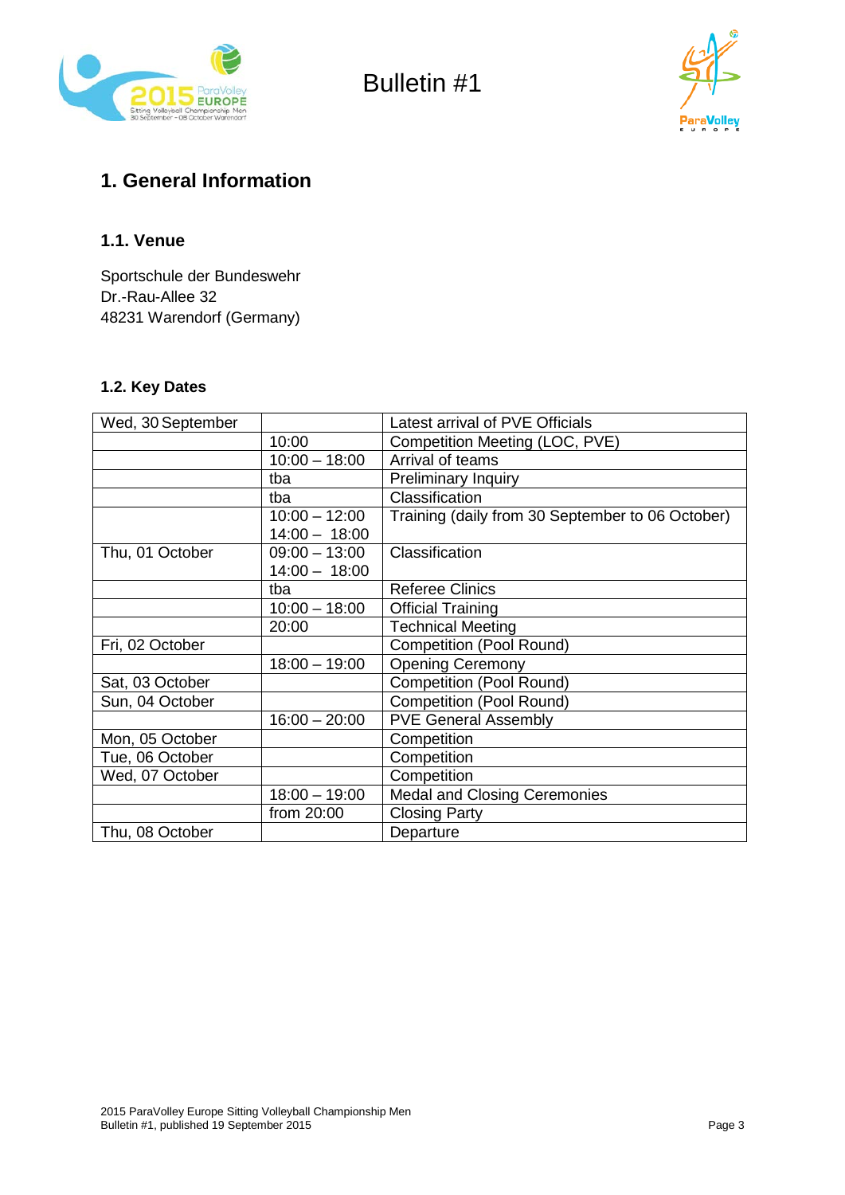Bulletin #1

# 1. General Information

## 1.1. Venue

Sportschule der Bundeswehr
Dr.-Rau-Allee 32
48231 Warendorf (Germany)

## 1.2. Key Dates

| Wed, 30 September | | Latest arrival of PVE Officials |
|---|---|---|
| | 10:00 | Competition Meeting (LOC, PVE) |
| | 10:00 – 18:00 | Arrival of teams |
| | tba | Preliminary Inquiry |
| | tba | Classification |
| | 10:00 – 12:00<br>14:00 – 18:00 | Training (daily from 30 September to 06 October) |
| Thu, 01 October | 09:00 – 13:00<br>14:00 – 18:00 | Classification |
| | tba | Referee Clinics |
| | 10:00 – 18:00 | Official Training |
| | 20:00 | Technical Meeting |
| Fri, 02 October | | Competition (Pool Round) |
| | 18:00 – 19:00 | Opening Ceremony |
| Sat, 03 October | | Competition (Pool Round) |
| Sun, 04 October | | Competition (Pool Round) |
| | 16:00 – 20:00 | PVE General Assembly |
| Mon, 05 October | | Competition |
| Tue, 06 October | | Competition |
| Wed, 07 October | | Competition |
| | 18:00 – 19:00 | Medal and Closing Ceremonies |
| | from 20:00 | Closing Party |
| Thu, 08 October | | Departure |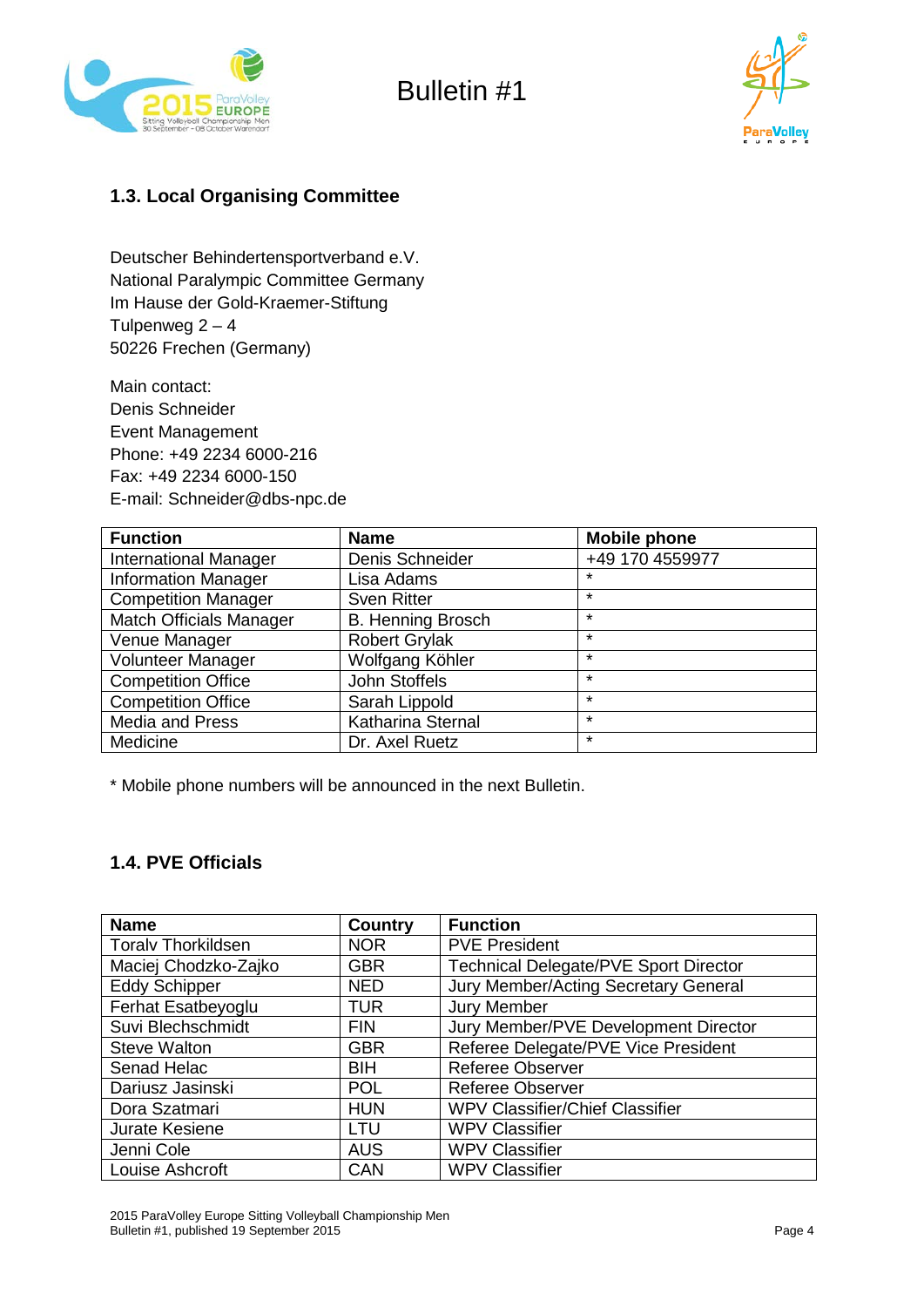### 1.3. Local Organising Committee

Deutscher Behindertensportverband e.V.
National Paralympic Committee Germany
Im Hause der Gold-Kraemer-Stiftung
Tulpenweg 2 – 4
50226 Frechen (Germany)

Main contact:
Denis Schneider
Event Management
Phone: +49 2234 6000-216
Fax: +49 2234 6000-150
E-mail: Schneider@dbs-npc.de

| Function | Name | Mobile phone |
|---|---|---|
| International Manager | Denis Schneider | +49 170 4559977 |
| Information Manager | Lisa Adams | * |
| Competition Manager | Sven Ritter | * |
| Match Officials Manager | B. Henning Brosch | * |
| Venue Manager | Robert Grylak | * |
| Volunteer Manager | Wolfgang Köhler | * |
| Competition Office | John Stoffels | * |
| Competition Office | Sarah Lippold | * |
| Media and Press | Katharina Sternal | * |
| Medicine | Dr. Axel Ruetz | * |

* Mobile phone numbers will be announced in the next Bulletin.

### 1.4. PVE Officials

| Name | Country | Function |
|---|---|---|
| Toralv Thorkildsen | NOR | PVE President |
| Maciej Chodzko-Zajko | GBR | Technical Delegate/PVE Sport Director |
| Eddy Schipper | NED | Jury Member/Acting Secretary General |
| Ferhat Esatbeyoglu | TUR | Jury Member |
| Suvi Blechschmidt | FIN | Jury Member/PVE Development Director |
| Steve Walton | GBR | Referee Delegate/PVE Vice President |
| Senad Helac | BIH | Referee Observer |
| Dariusz Jasinski | POL | Referee Observer |
| Dora Szatmari | HUN | WPV Classifier/Chief Classifier |
| Jurate Kesiene | LTU | WPV Classifier |
| Jenni Cole | AUS | WPV Classifier |
| Louise Ashcroft | CAN | WPV Classifier |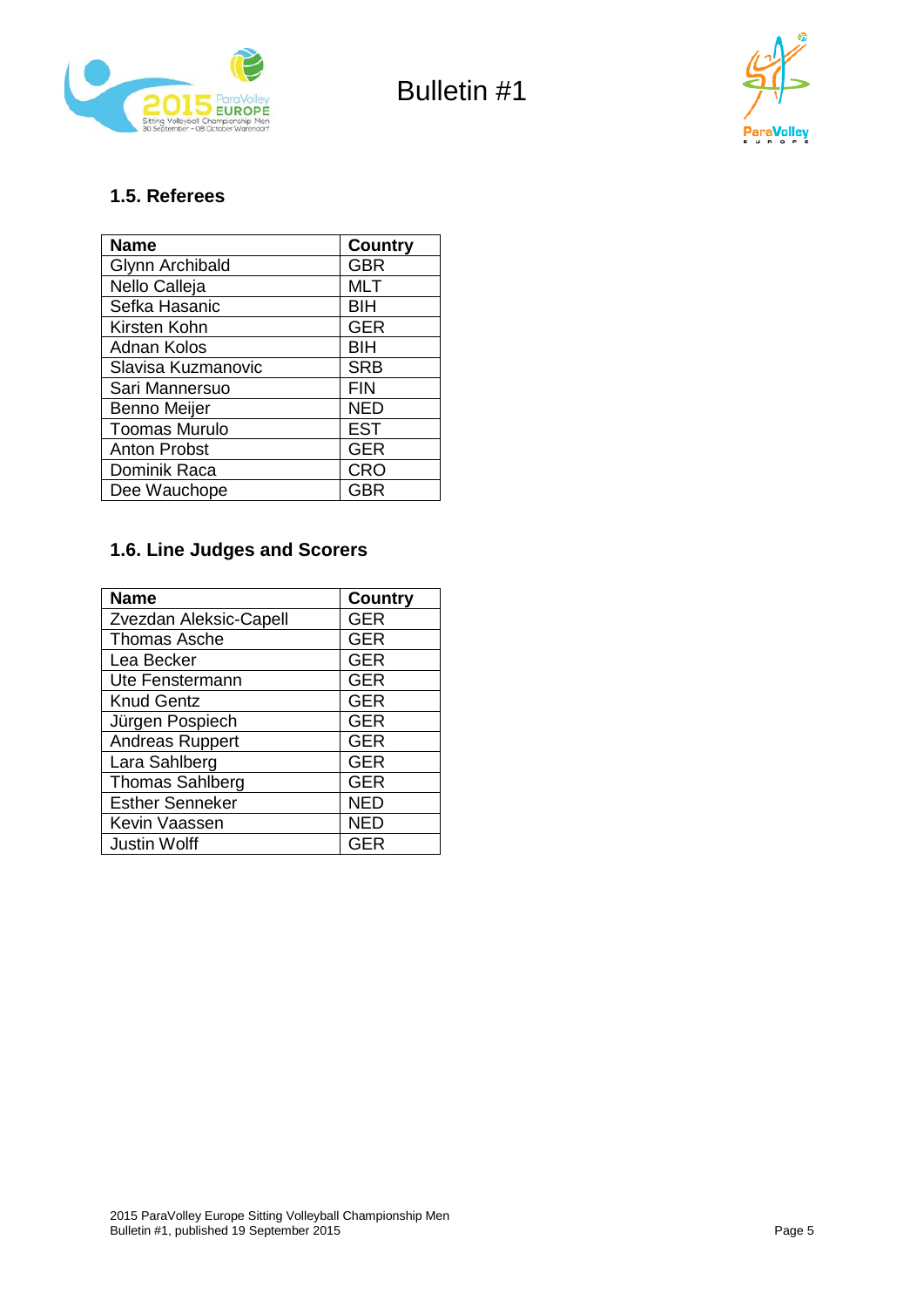### 1.5. Referees

| Name | Country |
|---|---|
| Glynn Archibald | GBR |
| Nello Calleja | MLT |
| Sefka Hasanic | BIH |
| Kirsten Kohn | GER |
| Adnan Kolos | BIH |
| Slavisa Kuzmanovic | SRB |
| Sari Mannersuo | FIN |
| Benno Meijer | NED |
| Toomas Murulo | EST |
| Anton Probst | GER |
| Dominik Raca | CRO |
| Dee Wauchope | GBR |

### 1.6. Line Judges and Scorers

| Name | Country |
|---|---|
| Zvezdan Aleksic-Capell | GER |
| Thomas Asche | GER |
| Lea Becker | GER |
| Ute Fenstermann | GER |
| Knud Gentz | GER |
| Jürgen Pospiech | GER |
| Andreas Ruppert | GER |
| Lara Sahlberg | GER |
| Thomas Sahlberg | GER |
| Esther Senneker | NED |
| Kevin Vaassen | NED |
| Justin Wolff | GER |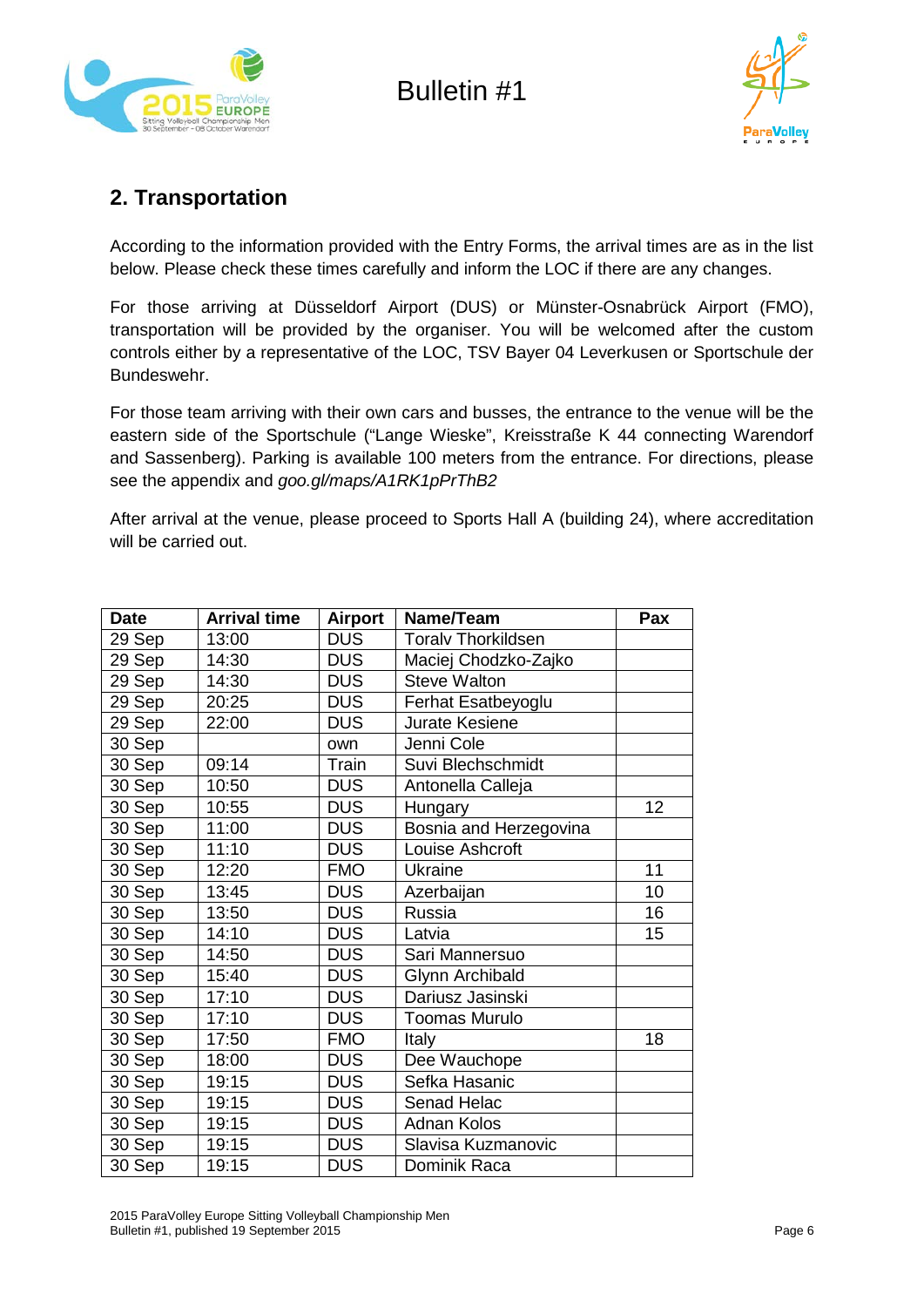Bulletin #1

## 2. Transportation

According to the information provided with the Entry Forms, the arrival times are as in the list below. Please check these times carefully and inform the LOC if there are any changes.

For those arriving at Düsseldorf Airport (DUS) or Münster-Osnabrück Airport (FMO), transportation will be provided by the organiser. You will be welcomed after the custom controls either by a representative of the LOC, TSV Bayer 04 Leverkusen or Sportschule der Bundeswehr.

For those team arriving with their own cars and busses, the entrance to the venue will be the eastern side of the Sportschule ("Lange Wieske", Kreisstraße K 44 connecting Warendorf and Sassenberg). Parking is available 100 meters from the entrance. For directions, please see the appendix and *goo.gl/maps/A1RK1pPrThB2*

After arrival at the venue, please proceed to Sports Hall A (building 24), where accreditation will be carried out.

| Date | Arrival time | Airport | Name/Team | Pax |
|---|---|---|---|---|
| 29 Sep | 13:00 | DUS | Toralv Thorkildsen | |
| 29 Sep | 14:30 | DUS | Maciej Chodzko-Zajko | |
| 29 Sep | 14:30 | DUS | Steve Walton | |
| 29 Sep | 20:25 | DUS | Ferhat Esatbeyoglu | |
| 29 Sep | 22:00 | DUS | Jurate Kesiene | |
| 30 Sep | | own | Jenni Cole | |
| 30 Sep | 09:14 | Train | Suvi Blechschmidt | |
| 30 Sep | 10:50 | DUS | Antonella Calleja | |
| 30 Sep | 10:55 | DUS | Hungary | 12 |
| 30 Sep | 11:00 | DUS | Bosnia and Herzegovina | |
| 30 Sep | 11:10 | DUS | Louise Ashcroft | |
| 30 Sep | 12:20 | FMO | Ukraine | 11 |
| 30 Sep | 13:45 | DUS | Azerbaijan | 10 |
| 30 Sep | 13:50 | DUS | Russia | 16 |
| 30 Sep | 14:10 | DUS | Latvia | 15 |
| 30 Sep | 14:50 | DUS | Sari Mannersuo | |
| 30 Sep | 15:40 | DUS | Glynn Archibald | |
| 30 Sep | 17:10 | DUS | Dariusz Jasinski | |
| 30 Sep | 17:10 | DUS | Toomas Murulo | |
| 30 Sep | 17:50 | FMO | Italy | 18 |
| 30 Sep | 18:00 | DUS | Dee Wauchope | |
| 30 Sep | 19:15 | DUS | Sefka Hasanic | |
| 30 Sep | 19:15 | DUS | Senad Helac | |
| 30 Sep | 19:15 | DUS | Adnan Kolos | |
| 30 Sep | 19:15 | DUS | Slavisa Kuzmanovic | |
| 30 Sep | 19:15 | DUS | Dominik Raca | |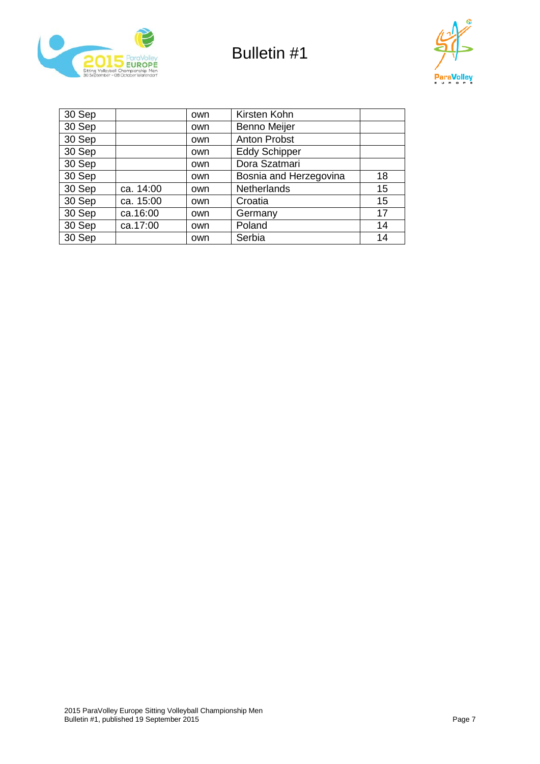# Bulletin #1

| | | | | |
|---|---|---|---|---|
| 30 Sep | | own | Kirsten Kohn | |
| 30 Sep | | own | Benno Meijer | |
| 30 Sep | | own | Anton Probst | |
| 30 Sep | | own | Eddy Schipper | |
| 30 Sep | | own | Dora Szatmari | |
| 30 Sep | | own | Bosnia and Herzegovina | 18 |
| 30 Sep | ca. 14:00 | own | Netherlands | 15 |
| 30 Sep | ca. 15:00 | own | Croatia | 15 |
| 30 Sep | ca.16:00 | own | Germany | 17 |
| 30 Sep | ca.17:00 | own | Poland | 14 |
| 30 Sep | | own | Serbia | 14 |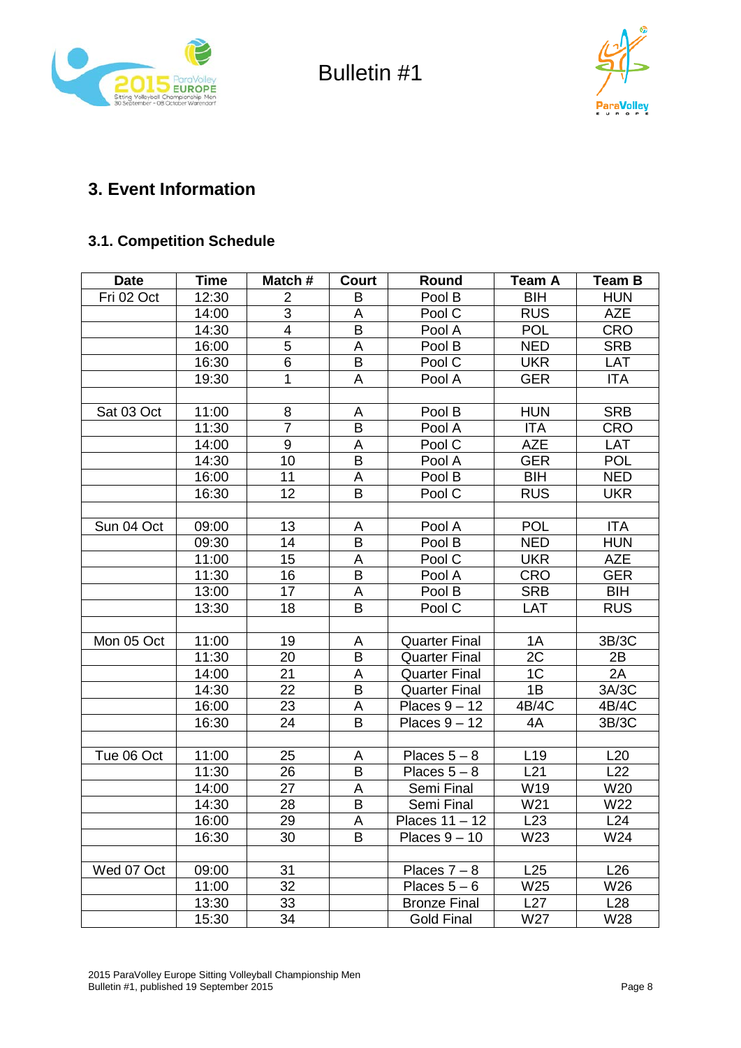Bulletin #1

## 3. Event Information

### 3.1. Competition Schedule

| Date | Time | Match # | Court | Round | Team A | Team B |
|---|---|---|---|---|---|---|
| Fri 02 Oct | 12:30 | 2 | B | Pool B | BIH | HUN |
| | 14:00 | 3 | A | Pool C | RUS | AZE |
| | 14:30 | 4 | B | Pool A | POL | CRO |
| | 16:00 | 5 | A | Pool B | NED | SRB |
| | 16:30 | 6 | B | Pool C | UKR | LAT |
| | 19:30 | 1 | A | Pool A | GER | ITA |
| | | | | | | |
| Sat 03 Oct | 11:00 | 8 | A | Pool B | HUN | SRB |
| | 11:30 | 7 | B | Pool A | ITA | CRO |
| | 14:00 | 9 | A | Pool C | AZE | LAT |
| | 14:30 | 10 | B | Pool A | GER | POL |
| | 16:00 | 11 | A | Pool B | BIH | NED |
| | 16:30 | 12 | B | Pool C | RUS | UKR |
| | | | | | | |
| Sun 04 Oct | 09:00 | 13 | A | Pool A | POL | ITA |
| | 09:30 | 14 | B | Pool B | NED | HUN |
| | 11:00 | 15 | A | Pool C | UKR | AZE |
| | 11:30 | 16 | B | Pool A | CRO | GER |
| | 13:00 | 17 | A | Pool B | SRB | BIH |
| | 13:30 | 18 | B | Pool C | LAT | RUS |
| | | | | | | |
| Mon 05 Oct | 11:00 | 19 | A | Quarter Final | 1A | 3B/3C |
| | 11:30 | 20 | B | Quarter Final | 2C | 2B |
| | 14:00 | 21 | A | Quarter Final | 1C | 2A |
| | 14:30 | 22 | B | Quarter Final | 1B | 3A/3C |
| | 16:00 | 23 | A | Places 9 – 12 | 4B/4C | 4B/4C |
| | 16:30 | 24 | B | Places 9 – 12 | 4A | 3B/3C |
| | | | | | | |
| Tue 06 Oct | 11:00 | 25 | A | Places 5 – 8 | L19 | L20 |
| | 11:30 | 26 | B | Places 5 – 8 | L21 | L22 |
| | 14:00 | 27 | A | Semi Final | W19 | W20 |
| | 14:30 | 28 | B | Semi Final | W21 | W22 |
| | 16:00 | 29 | A | Places 11 – 12 | L23 | L24 |
| | 16:30 | 30 | B | Places 9 – 10 | W23 | W24 |
| | | | | | | |
| Wed 07 Oct | 09:00 | 31 | | Places 7 – 8 | L25 | L26 |
| | 11:00 | 32 | | Places 5 – 6 | W25 | W26 |
| | 13:30 | 33 | | Bronze Final | L27 | L28 |
| | 15:30 | 34 | | Gold Final | W27 | W28 |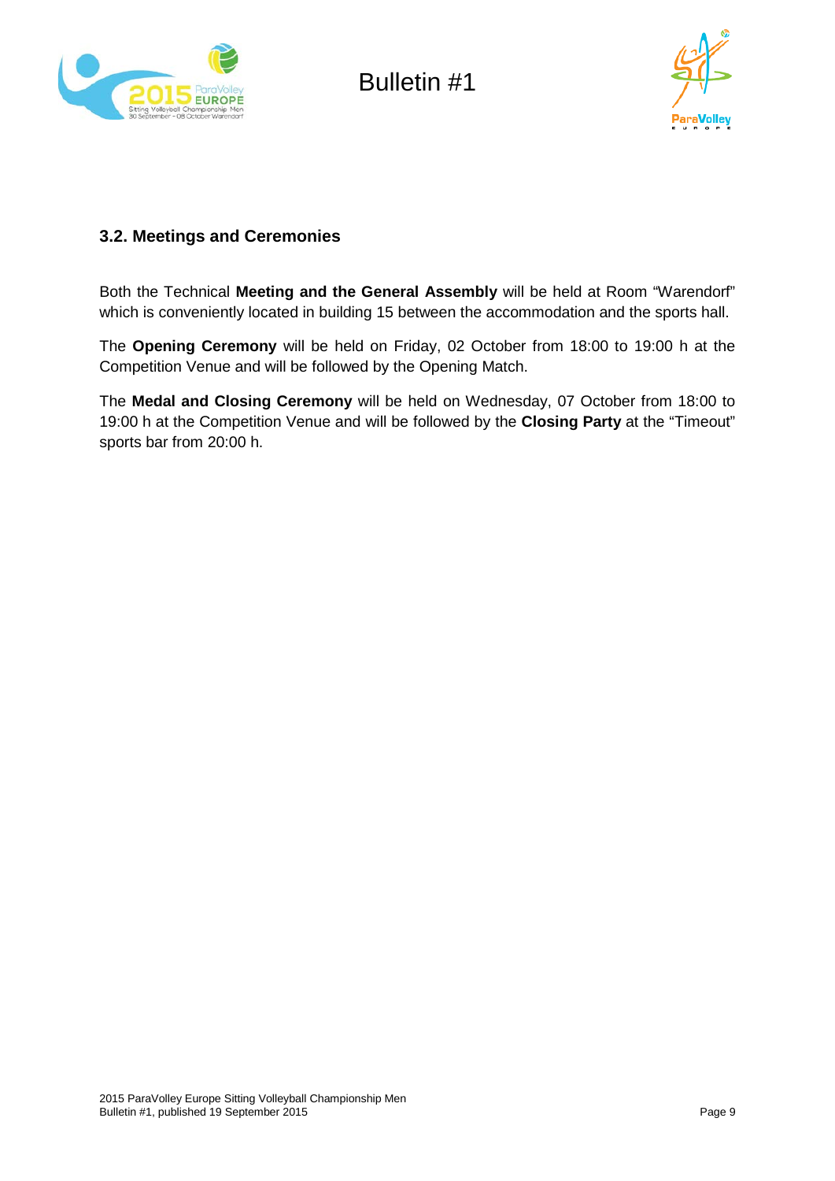### 3.2. Meetings and Ceremonies

Both the Technical **Meeting and the General Assembly** will be held at Room "Warendorf" which is conveniently located in building 15 between the accommodation and the sports hall.

The **Opening Ceremony** will be held on Friday, 02 October from 18:00 to 19:00 h at the Competition Venue and will be followed by the Opening Match.

The **Medal and Closing Ceremony** will be held on Wednesday, 07 October from 18:00 to 19:00 h at the Competition Venue and will be followed by the **Closing Party** at the "Timeout" sports bar from 20:00 h.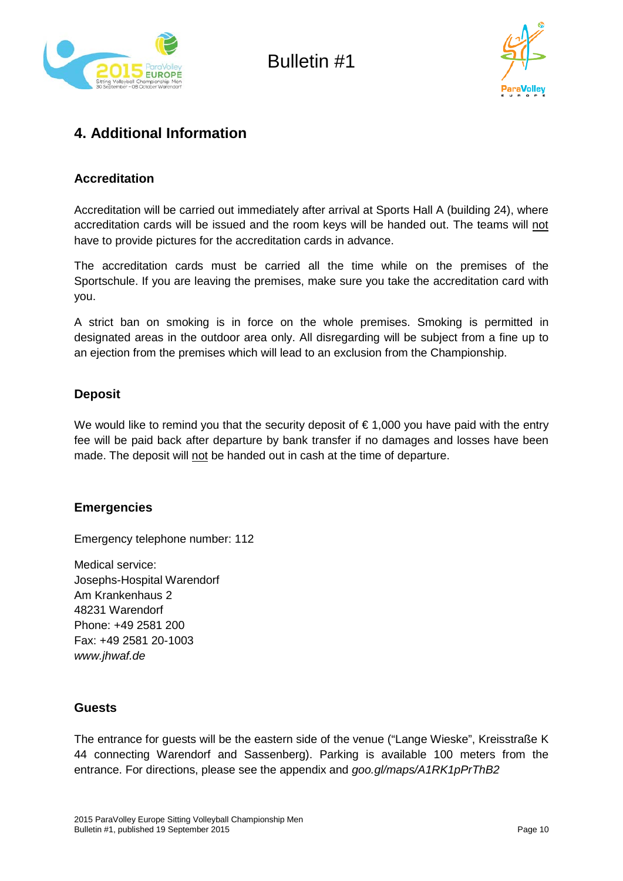## 4. Additional Information

### Accreditation

Accreditation will be carried out immediately after arrival at Sports Hall A (building 24), where accreditation cards will be issued and the room keys will be handed out. The teams will <u>not</u> have to provide pictures for the accreditation cards in advance.

The accreditation cards must be carried all the time while on the premises of the Sportschule. If you are leaving the premises, make sure you take the accreditation card with you.

A strict ban on smoking is in force on the whole premises. Smoking is permitted in designated areas in the outdoor area only. All disregarding will be subject from a fine up to an ejection from the premises which will lead to an exclusion from the Championship.

### Deposit

We would like to remind you that the security deposit of € 1,000 you have paid with the entry fee will be paid back after departure by bank transfer if no damages and losses have been made. The deposit will <u>not</u> be handed out in cash at the time of departure.

### Emergencies

Emergency telephone number: 112

Medical service:
Josephs-Hospital Warendorf
Am Krankenhaus 2
48231 Warendorf
Phone: +49 2581 200
Fax: +49 2581 20-1003
*www.jhwaf.de*

### Guests

The entrance for guests will be the eastern side of the venue ("Lange Wieske", Kreisstraße K 44 connecting Warendorf and Sassenberg). Parking is available 100 meters from the entrance. For directions, please see the appendix and *goo.gl/maps/A1RK1pPrThB2*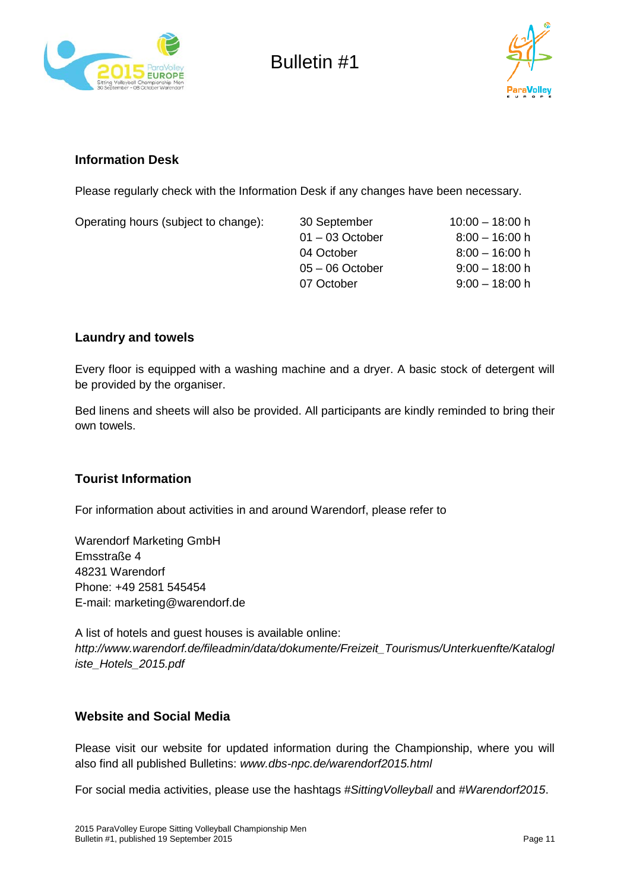Bulletin #1

### Information Desk

Please regularly check with the Information Desk if any changes have been necessary.

| Operating hours (subject to change): | 30 September | 10:00 – 18:00 h |
|---|---|---|
| | 01 – 03 October | 8:00 – 16:00 h |
| | 04 October | 8:00 – 16:00 h |
| | 05 – 06 October | 9:00 – 18:00 h |
| | 07 October | 9:00 – 18:00 h |

### Laundry and towels

Every floor is equipped with a washing machine and a dryer. A basic stock of detergent will be provided by the organiser.

Bed linens and sheets will also be provided. All participants are kindly reminded to bring their own towels.

### Tourist Information

For information about activities in and around Warendorf, please refer to

Warendorf Marketing GmbH
Emsstraße 4
48231 Warendorf
Phone: +49 2581 545454
E-mail: marketing@warendorf.de

A list of hotels and guest houses is available online:
*http://www.warendorf.de/fileadmin/data/dokumente/Freizeit_Tourismus/Unterkuenfte/Katalogliste_Hotels_2015.pdf*

### Website and Social Media

Please visit our website for updated information during the Championship, where you will also find all published Bulletins: *www.dbs-npc.de/warendorf2015.html*

For social media activities, please use the hashtags #*SittingVolleyball* and #*Warendorf2015*.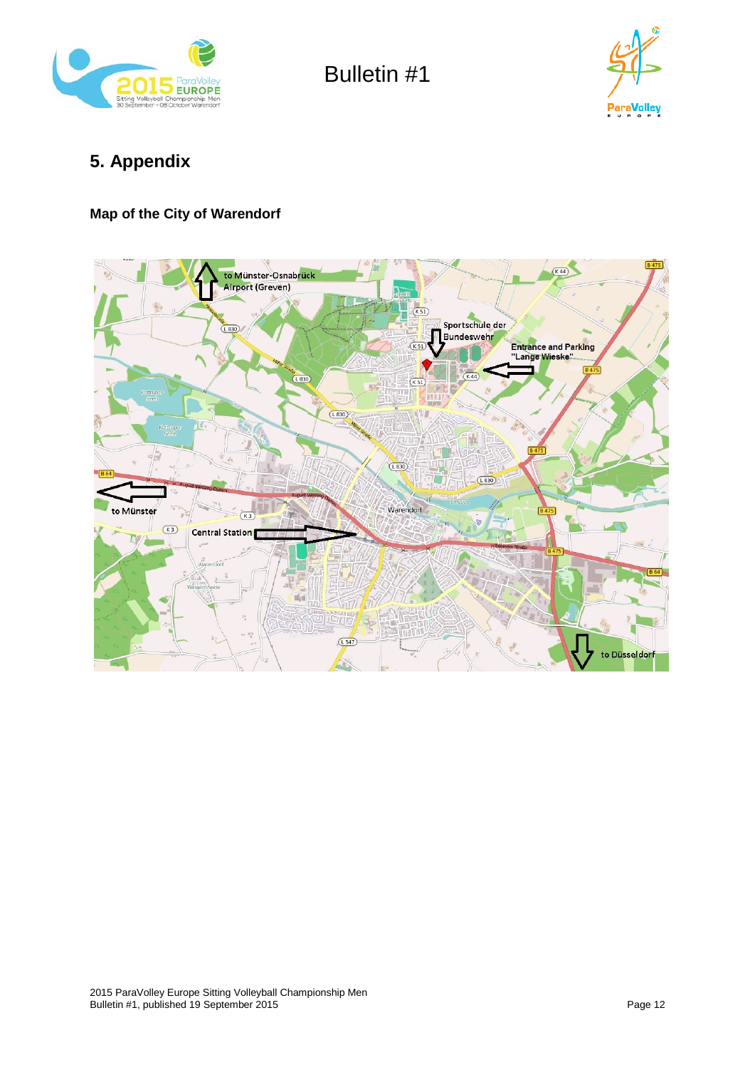## 5. Appendix

### Map of the City of Warendorf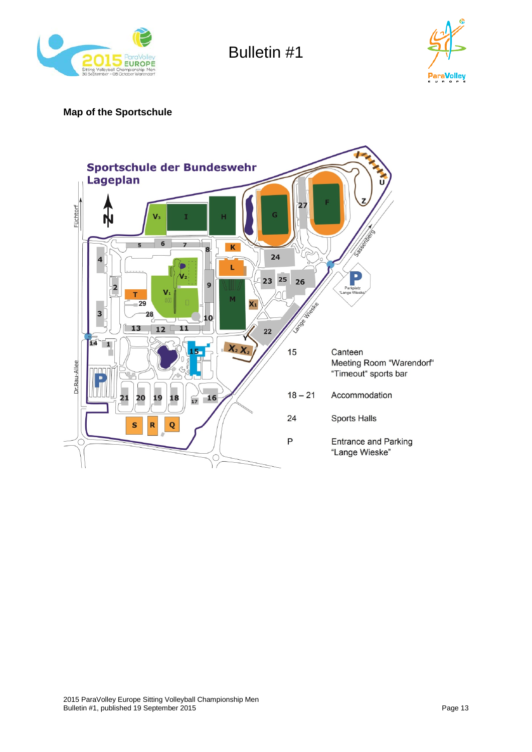Bulletin #1

**Map of the Sportschule**

Sportschule der Bundeswehr
Lageplan

| | |
|---|---|
| 15 | Canteen<br>Meeting Room "Warendorf"<br>"Timeout" sports bar |
| 18 – 21 | Accommodation |
| 24 | Sports Halls |
| P | Entrance and Parking<br>"Lange Wieske" |